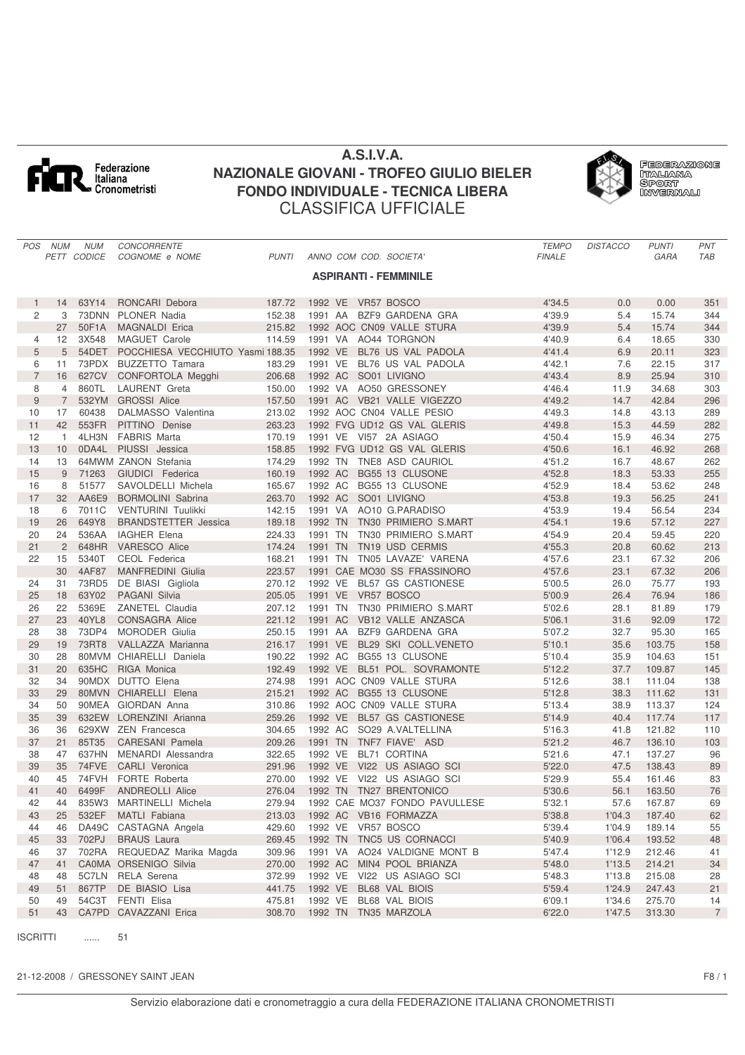Federazione Italiana Cronometristi

# A.S.I.V.A.
## NAZIONALE GIOVANI - TROFEO GIULIO BIELER
## FONDO INDIVIDUALE - TECNICA LIBERA
## CLASSIFICA UFFICIALE

FEDERAZIONE ITALIANA SPORT INVERNALI

### ASPIRANTI - FEMMINILE

| POS | NUM PETT | NUM CODICE | CONCORRENTE COGNOME e NOME | PUNTI | ANNO COM COD. SOCIETA' | TEMPO FINALE | DISTACCO | PUNTI GARA | PNT TAB |
|---|---|---|---|---|---|---|---|---|---|
| 1 | 14 | 63Y14 | RONCARI Debora | 187.72 | 1992 VE VR57 BOSCO | 4'34.5 | 0.0 | 0.00 | 351 |
| 2 | 3 | 73DNN | PLONER Nadia | 152.38 | 1991 AA BZF9 GARDENA GRA | 4'39.9 | 5.4 | 15.74 | 344 |
| | 27 | 50F1A | MAGNALDI Erica | 215.82 | 1992 AOC CN09 VALLE STURA | 4'39.9 | 5.4 | 15.74 | 344 |
| 4 | 12 | 3X548 | MAGUET Carole | 114.59 | 1991 VA AO44 TORGNON | 4'40.9 | 6.4 | 18.65 | 330 |
| 5 | 5 | 54DET | POCCHIESA VECCHIUTO Yasmi | 188.35 | 1992 VE BL76 US VAL PADOLA | 4'41.4 | 6.9 | 20.11 | 323 |
| 6 | 11 | 73PDX | BUZZETTO Tamara | 183.29 | 1991 VE BL76 US VAL PADOLA | 4'42.1 | 7.6 | 22.15 | 317 |
| 7 | 16 | 627CV | CONFORTOLA Megghi | 206.68 | 1992 AC SO01 LIVIGNO | 4'43.4 | 8.9 | 25.94 | 310 |
| 8 | 4 | 860TL | LAURENT Greta | 150.00 | 1992 VA AO50 GRESSONEY | 4'46.4 | 11.9 | 34.68 | 303 |
| 9 | 7 | 532YM | GROSSI Alice | 157.50 | 1991 AC VB21 VALLE VIGEZZO | 4'49.2 | 14.7 | 42.84 | 296 |
| 10 | 17 | 60438 | DALMASSO Valentina | 213.02 | 1992 AOC CN04 VALLE PESIO | 4'49.3 | 14.8 | 43.13 | 289 |
| 11 | 42 | 553FR | PITTINO Denise | 263.23 | 1992 FVG UD12 GS VAL GLERIS | 4'49.8 | 15.3 | 44.59 | 282 |
| 12 | 1 | 4LH3N | FABRIS Marta | 170.19 | 1991 VE VI57 2A ASIAGO | 4'50.4 | 15.9 | 46.34 | 275 |
| 13 | 10 | 0DA4L | PIUSSI Jessica | 158.85 | 1992 FVG UD12 GS VAL GLERIS | 4'50.6 | 16.1 | 46.92 | 268 |
| 14 | 13 | 64MWM | ZANON Stefania | 174.29 | 1992 TN TNE8 ASD CAURIOL | 4'51.2 | 16.7 | 48.67 | 262 |
| 15 | 9 | 71263 | GIUDICI Federica | 160.19 | 1992 AC BG55 13 CLUSONE | 4'52.8 | 18.3 | 53.33 | 255 |
| 16 | 8 | 51577 | SAVOLDELLI Michela | 165.67 | 1992 AC BG55 13 CLUSONE | 4'52.9 | 18.4 | 53.62 | 248 |
| 17 | 32 | AA6E9 | BORMOLINI Sabrina | 263.70 | 1992 AC SO01 LIVIGNO | 4'53.8 | 19.3 | 56.25 | 241 |
| 18 | 6 | 7011C | VENTURINI Tuulikki | 142.15 | 1991 VA AO10 G.PARADISO | 4'53.9 | 19.4 | 56.54 | 234 |
| 19 | 26 | 649Y8 | BRANDSTETTER Jessica | 189.18 | 1992 TN TN30 PRIMIERO S.MART | 4'54.1 | 19.6 | 57.12 | 227 |
| 20 | 24 | 536AA | IAGHER Elena | 224.33 | 1991 TN TN30 PRIMIERO S.MART | 4'54.9 | 20.4 | 59.45 | 220 |
| 21 | 2 | 648HR | VARESCO Alice | 174.24 | 1991 TN TN19 USD CERMIS | 4'55.3 | 20.8 | 60.62 | 213 |
| 22 | 15 | 5340T | CEOL Federica | 168.21 | 1991 TN TN05 LAVAZE' VARENA | 4'57.6 | 23.1 | 67.32 | 206 |
| | 30 | 4AF87 | MANFREDINI Giulia | 223.57 | 1991 CAE MO30 SS FRASSINORO | 4'57.6 | 23.1 | 67.32 | 206 |
| 24 | 31 | 73RD5 | DE BIASI Gigliola | 270.12 | 1992 VE BL57 GS CASTIONESE | 5'00.5 | 26.0 | 75.77 | 193 |
| 25 | 18 | 63Y02 | PAGANI Silvia | 205.05 | 1991 VE VR57 BOSCO | 5'00.9 | 26.4 | 76.94 | 186 |
| 26 | 22 | 5369E | ZANETEL Claudia | 207.12 | 1991 TN TN30 PRIMIERO S.MART | 5'02.6 | 28.1 | 81.89 | 179 |
| 27 | 23 | 40YL8 | CONSAGRA Alice | 221.12 | 1991 AC VB12 VALLE ANZASCA | 5'06.1 | 31.6 | 92.09 | 172 |
| 28 | 38 | 73DP4 | MORODER Giulia | 250.15 | 1991 AA BZF9 GARDENA GRA | 5'07.2 | 32.7 | 95.30 | 165 |
| 29 | 19 | 73RT8 | VALLAZZA Marianna | 216.17 | 1991 VE BL29 SKI COLL.VENETO | 5'10.1 | 35.6 | 103.75 | 158 |
| 30 | 28 | 80MVM | CHIARELLI Daniela | 190.22 | 1992 AC BG55 13 CLUSONE | 5'10.4 | 35.9 | 104.63 | 151 |
| 31 | 20 | 635HC | RIGA Monica | 192.49 | 1992 VE BL51 POL. SOVRAMONTE | 5'12.2 | 37.7 | 109.87 | 145 |
| 32 | 34 | 90MDX | DUTTO Elena | 274.98 | 1991 AOC CN09 VALLE STURA | 5'12.6 | 38.1 | 111.04 | 138 |
| 33 | 29 | 80MVN | CHIARELLI Elena | 215.21 | 1992 AC BG55 13 CLUSONE | 5'12.8 | 38.3 | 111.62 | 131 |
| 34 | 50 | 90MEA | GIORDAN Anna | 310.86 | 1992 AOC CN09 VALLE STURA | 5'13.4 | 38.9 | 113.37 | 124 |
| 35 | 39 | 632EW | LORENZINI Arianna | 259.26 | 1992 VE BL57 GS CASTIONESE | 5'14.9 | 40.4 | 117.74 | 117 |
| 36 | 36 | 629XW | ZEN Francesca | 304.65 | 1992 AC SO29 A.VALTELLINA | 5'16.3 | 41.8 | 121.82 | 110 |
| 37 | 21 | 85T35 | CARESANI Pamela | 209.26 | 1991 TN TNF7 FIAVE' ASD | 5'21.2 | 46.7 | 136.10 | 103 |
| 38 | 47 | 637HN | MENARDI Alessandra | 322.65 | 1992 VE BL71 CORTINA | 5'21.6 | 47.1 | 137.27 | 96 |
| 39 | 35 | 74FVE | CARLI Veronica | 291.96 | 1992 VE VI22 US ASIAGO SCI | 5'22.0 | 47.5 | 138.43 | 89 |
| 40 | 45 | 74FVH | FORTE Roberta | 270.00 | 1992 VE VI22 US ASIAGO SCI | 5'29.9 | 55.4 | 161.46 | 83 |
| 41 | 40 | 6499F | ANDREOLLI Alice | 276.04 | 1992 TN TN27 BRENTONICO | 5'30.6 | 56.1 | 163.50 | 76 |
| 42 | 44 | 835W3 | MARTINELLI Michela | 279.94 | 1992 CAE MO37 FONDO PAVULLESE | 5'32.1 | 57.6 | 167.87 | 69 |
| 43 | 25 | 532EF | MATLI Fabiana | 213.03 | 1992 AC VB16 FORMAZZA | 5'38.8 | 1'04.3 | 187.40 | 62 |
| 44 | 46 | DA49C | CASTAGNA Angela | 429.60 | 1992 VE VR57 BOSCO | 5'39.4 | 1'04.9 | 189.14 | 55 |
| 45 | 33 | 702PJ | BRAUS Laura | 269.45 | 1992 TN TNC5 US CORNACCI | 5'40.9 | 1'06.4 | 193.52 | 48 |
| 46 | 37 | 702RA | REQUEDAZ Marika Magda | 309.96 | 1991 VA AO24 VALDIGNE MONT B | 5'47.4 | 1'12.9 | 212.46 | 41 |
| 47 | 41 | CA0MA | ORSENIGO Silvia | 270.00 | 1992 AC MIN4 POOL BRIANZA | 5'48.0 | 1'13.5 | 214.21 | 34 |
| 48 | 48 | 5C7LN | RELA Serena | 372.99 | 1992 VE VI22 US ASIAGO SCI | 5'48.3 | 1'13.8 | 215.08 | 28 |
| 49 | 51 | 867TP | DE BIASIO Lisa | 441.75 | 1992 VE BL68 VAL BIOIS | 5'59.4 | 1'24.9 | 247.43 | 21 |
| 50 | 49 | 54C3T | FENTI Elisa | 475.81 | 1992 VE BL68 VAL BIOIS | 6'09.1 | 1'34.6 | 275.70 | 14 |
| 51 | 43 | CA7PD | CAVAZZANI Erica | 308.70 | 1992 TN TN35 MARZOLA | 6'22.0 | 1'47.5 | 313.30 | 7 |

ISCRITTI ...... 51

21-12-2008 / GRESSONEY SAINT JEAN

F8 / 1

Servizio elaborazione dati e cronometraggio a cura della FEDERAZIONE ITALIANA CRONOMETRISTI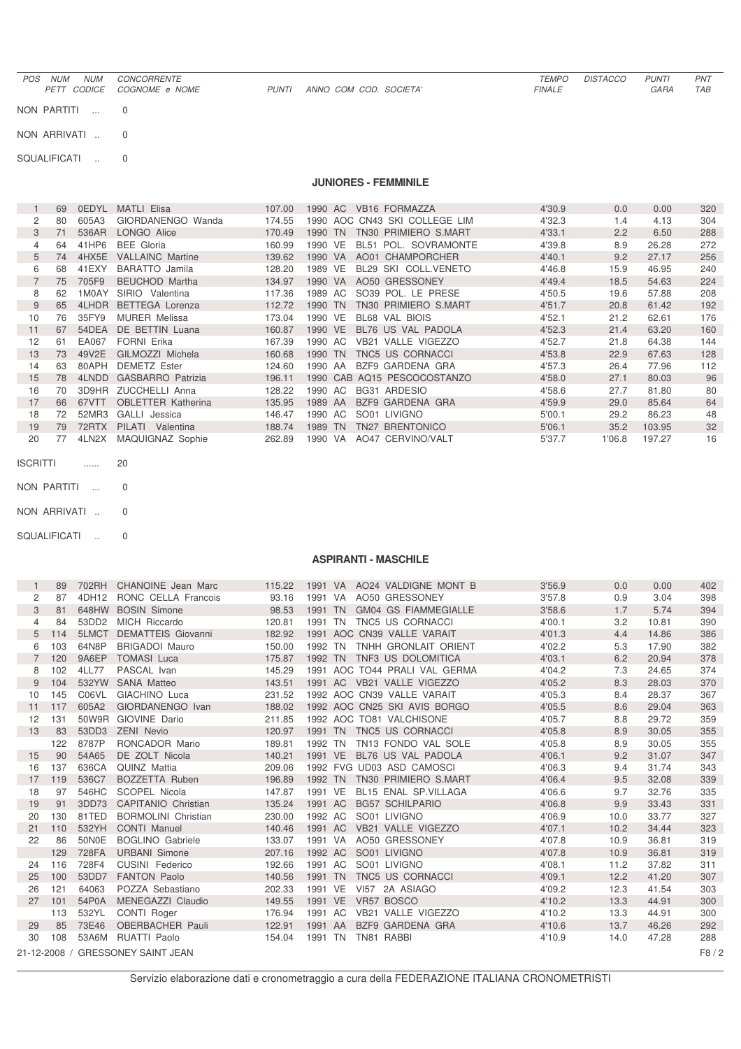| POS | NUM PETT | NUM CODICE | CONCORRENTE COGNOME e NOME | PUNTI | ANNO | COM | COD. | SOCIETA' | TEMPO FINALE | DISTACCO | PUNTI GARA | PNT TAB |
|---|---|---|---|---|---|---|---|---|---|---|---|---|

NON PARTITI ... 0

NON ARRIVATI .. 0

SQUALIFICATI .. 0

## JUNIORES - FEMMINILE

| POS | NUM PETT | NUM CODICE | CONCORRENTE COGNOME e NOME | PUNTI | ANNO | COM | COD. | SOCIETA' | TEMPO FINALE | DISTACCO | PUNTI GARA | PNT TAB |
|---|---|---|---|---|---|---|---|---|---|---|---|---|
| 1 | 69 | 0EDYL | MATLI Elisa | 107.00 | 1990 | AC | VB16 | FORMAZZA | 4'30.9 | 0.0 | 0.00 | 320 |
| 2 | 80 | 605A3 | GIORDANENGO Wanda | 174.55 | 1990 | AOC | CN43 | SKI COLLEGE LIM | 4'32.3 | 1.4 | 4.13 | 304 |
| 3 | 71 | 536AR | LONGO Alice | 170.49 | 1990 | TN | TN30 | PRIMIERO S.MART | 4'33.1 | 2.2 | 6.50 | 288 |
| 4 | 64 | 41HP6 | BEE Gloria | 160.99 | 1990 | VE | BL51 | POL. SOVRAMONTE | 4'39.8 | 8.9 | 26.28 | 272 |
| 5 | 74 | 4HX5E | VALLAINC Martine | 139.62 | 1990 | VA | AO01 | CHAMPORCHER | 4'40.1 | 9.2 | 27.17 | 256 |
| 6 | 68 | 41EXY | BARATTO Jamila | 128.20 | 1989 | VE | BL29 | SKI COLL.VENETO | 4'46.8 | 15.9 | 46.95 | 240 |
| 7 | 75 | 705F9 | BEUCHOD Martha | 134.97 | 1990 | VA | AO50 | GRESSONEY | 4'49.4 | 18.5 | 54.63 | 224 |
| 8 | 62 | 1M0AY | SIRIO Valentina | 117.36 | 1989 | AC | SO39 | POL. LE PRESE | 4'50.5 | 19.6 | 57.88 | 208 |
| 9 | 65 | 4LHDR | BETTEGA Lorenza | 112.72 | 1990 | TN | TN30 | PRIMIERO S.MART | 4'51.7 | 20.8 | 61.42 | 192 |
| 10 | 76 | 35FY9 | MURER Melissa | 173.04 | 1990 | VE | BL68 | VAL BIOIS | 4'52.1 | 21.2 | 62.61 | 176 |
| 11 | 67 | 54DEA | DE BETTIN Luana | 160.87 | 1990 | VE | BL76 | US VAL PADOLA | 4'52.3 | 21.4 | 63.20 | 160 |
| 12 | 61 | EA067 | FORNI Erika | 167.39 | 1990 | AC | VB21 | VALLE VIGEZZO | 4'52.7 | 21.8 | 64.38 | 144 |
| 13 | 73 | 49V2E | GILMOZZI Michela | 160.68 | 1990 | TN | TNC5 | US CORNACCI | 4'53.8 | 22.9 | 67.63 | 128 |
| 14 | 63 | 80APH | DEMETZ Ester | 124.60 | 1990 | AA | BZF9 | GARDENA GRA | 4'57.3 | 26.4 | 77.96 | 112 |
| 15 | 78 | 4LNDD | GASBARRO Patrizia | 196.11 | 1990 | CAB | AQ15 | PESCOCOSTANZO | 4'58.0 | 27.1 | 80.03 | 96 |
| 16 | 70 | 3D9HR | ZUCCHELLI Anna | 128.22 | 1990 | AC | BG31 | ARDESIO | 4'58.6 | 27.7 | 81.80 | 80 |
| 17 | 66 | 67VTT | OBLETTER Katherina | 135.95 | 1989 | AA | BZF9 | GARDENA GRA | 4'59.9 | 29.0 | 85.64 | 64 |
| 18 | 72 | 52MR3 | GALLI Jessica | 146.47 | 1990 | AC | SO01 | LIVIGNO | 5'00.1 | 29.2 | 86.23 | 48 |
| 19 | 79 | 72RTX | PILATI Valentina | 188.74 | 1989 | TN | TN27 | BRENTONICO | 5'06.1 | 35.2 | 103.95 | 32 |
| 20 | 77 | 4LN2X | MAQUIGNAZ Sophie | 262.89 | 1990 | VA | AO47 | CERVINO/VALT | 5'37.7 | 1'06.8 | 197.27 | 16 |

ISCRITTI ...... 20

NON PARTITI ... 0

NON ARRIVATI .. 0

SQUALIFICATI .. 0

## ASPIRANTI - MASCHILE

| POS | NUM PETT | NUM CODICE | CONCORRENTE COGNOME e NOME | PUNTI | ANNO | COM | COD. | SOCIETA' | TEMPO FINALE | DISTACCO | PUNTI GARA | PNT TAB |
|---|---|---|---|---|---|---|---|---|---|---|---|---|
| 1 | 89 | 702RH | CHANOINE Jean Marc | 115.22 | 1991 | VA | AO24 | VALDIGNE MONT B | 3'56.9 | 0.0 | 0.00 | 402 |
| 2 | 87 | 4DH12 | RONC CELLA Francois | 93.16 | 1991 | VA | AO50 | GRESSONEY | 3'57.8 | 0.9 | 3.04 | 398 |
| 3 | 81 | 648HW | BOSIN Simone | 98.53 | 1991 | TN | GM04 | GS FIAMMEGIALLE | 3'58.6 | 1.7 | 5.74 | 394 |
| 4 | 84 | 53DD2 | MICH Riccardo | 120.81 | 1991 | TN | TNC5 | US CORNACCI | 4'00.1 | 3.2 | 10.81 | 390 |
| 5 | 114 | 5LMCT | DEMATTEIS Giovanni | 182.92 | 1991 | AOC | CN39 | VALLE VARAIT | 4'01.3 | 4.4 | 14.86 | 386 |
| 6 | 103 | 64N8P | BRIGADOI Mauro | 150.00 | 1992 | TN | TNHH | GRONLAIT ORIENT | 4'02.2 | 5.3 | 17.90 | 382 |
| 7 | 120 | 9A6EP | TOMASI Luca | 175.87 | 1992 | TN | TNF3 | US DOLOMITICA | 4'03.1 | 6.2 | 20.94 | 378 |
| 8 | 102 | 4LL77 | PASCAL Ivan | 145.29 | 1991 | AOC | TO44 | PRALI VAL GERMA | 4'04.2 | 7.3 | 24.65 | 374 |
| 9 | 104 | 532YW | SANA Matteo | 143.51 | 1991 | AC | VB21 | VALLE VIGEZZO | 4'05.2 | 8.3 | 28.03 | 370 |
| 10 | 145 | C06VL | GIACHINO Luca | 231.52 | 1992 | AOC | CN39 | VALLE VARAIT | 4'05.3 | 8.4 | 28.37 | 367 |
| 11 | 117 | 605A2 | GIORDANENGO Ivan | 188.02 | 1992 | AOC | CN25 | SKI AVIS BORGO | 4'05.5 | 8.6 | 29.04 | 363 |
| 12 | 131 | 50W9R | GIOVINE Dario | 211.85 | 1992 | AOC | TO81 | VALCHISONE | 4'05.7 | 8.8 | 29.72 | 359 |
| 13 | 83 | 53DD3 | ZENI Nevio | 120.97 | 1991 | TN | TNC5 | US CORNACCI | 4'05.8 | 8.9 | 30.05 | 355 |
|  | 122 | 8787P | RONCADOR Mario | 189.81 | 1992 | TN | TN13 | FONDO VAL SOLE | 4'05.8 | 8.9 | 30.05 | 355 |
| 15 | 90 | 54A65 | DE ZOLT Nicola | 140.21 | 1991 | VE | BL76 | US VAL PADOLA | 4'06.1 | 9.2 | 31.07 | 347 |
| 16 | 137 | 636CA | QUINZ Mattia | 209.06 | 1992 | FVG | UD03 | ASD CAMOSCI | 4'06.3 | 9.4 | 31.74 | 343 |
| 17 | 119 | 536C7 | BOZZETTA Ruben | 196.89 | 1992 | TN | TN30 | PRIMIERO S.MART | 4'06.4 | 9.5 | 32.08 | 339 |
| 18 | 97 | 546HC | SCOPEL Nicola | 147.87 | 1991 | VE | BL15 | ENAL SP.VILLAGA | 4'06.6 | 9.7 | 32.76 | 335 |
| 19 | 91 | 3DD73 | CAPITANIO Christian | 135.24 | 1991 | AC | BG57 | SCHILPARIO | 4'06.8 | 9.9 | 33.43 | 331 |
| 20 | 130 | 81TED | BORMOLINI Christian | 230.00 | 1992 | AC | SO01 | LIVIGNO | 4'06.9 | 10.0 | 33.77 | 327 |
| 21 | 110 | 532YH | CONTI Manuel | 140.46 | 1991 | AC | VB21 | VALLE VIGEZZO | 4'07.1 | 10.2 | 34.44 | 323 |
| 22 | 86 | 50N0E | BOGLINO Gabriele | 133.07 | 1991 | VA | AO50 | GRESSONEY | 4'07.8 | 10.9 | 36.81 | 319 |
|  | 129 | 728FA | URBANI Simone | 207.16 | 1992 | AC | SO01 | LIVIGNO | 4'07.8 | 10.9 | 36.81 | 319 |
| 24 | 116 | 728F4 | CUSINI Federico | 192.66 | 1991 | AC | SO01 | LIVIGNO | 4'08.1 | 11.2 | 37.82 | 311 |
| 25 | 100 | 53DD7 | FANTON Paolo | 140.56 | 1991 | TN | TNC5 | US CORNACCI | 4'09.1 | 12.2 | 41.20 | 307 |
| 26 | 121 | 64063 | POZZA Sebastiano | 202.33 | 1991 | VE | VI57 | 2A ASIAGO | 4'09.2 | 12.3 | 41.54 | 303 |
| 27 | 101 | 54P0A | MENEGAZZI Claudio | 149.55 | 1991 | VE | VR57 | BOSCO | 4'10.2 | 13.3 | 44.91 | 300 |
|  | 113 | 532YL | CONTI Roger | 176.94 | 1991 | AC | VB21 | VALLE VIGEZZO | 4'10.2 | 13.3 | 44.91 | 300 |
| 29 | 85 | 73E46 | OBERBACHER Pauli | 122.91 | 1991 | AA | BZF9 | GARDENA GRA | 4'10.6 | 13.7 | 46.26 | 292 |
| 30 | 108 | 53A6M | RUATTI Paolo | 154.04 | 1991 | TN | TN81 | RABBI | 4'10.9 | 14.0 | 47.28 | 288 |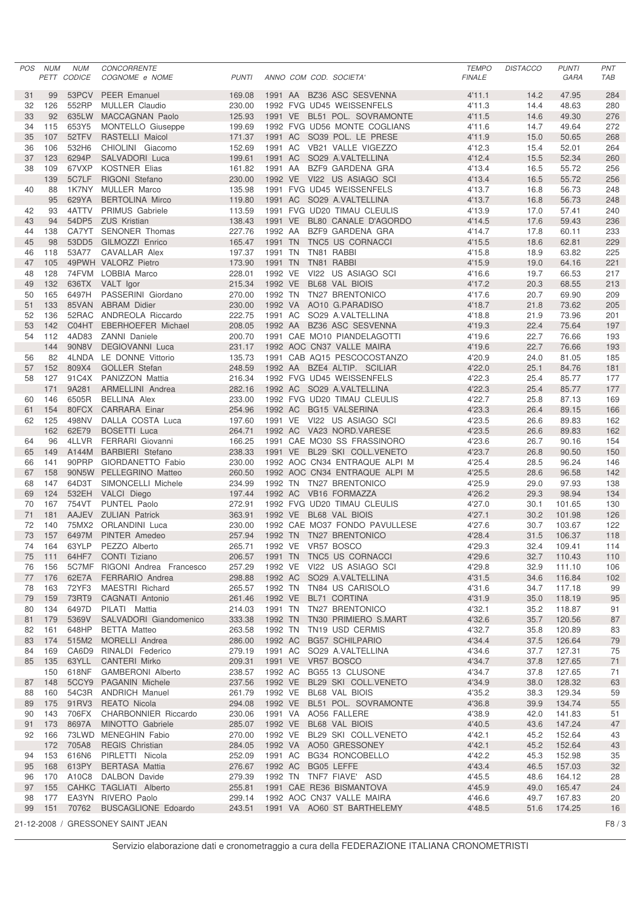| POS | NUM PETT | NUM CODICE | CONCORRENTE COGNOME e NOME | PUNTI | ANNO | COM | COD. SOCIETA' | TEMPO FINALE | DISTACCO | PUNTI GARA | PNT TAB |
|---|---|---|---|---|---|---|---|---|---|---|---|
| 31 | 99 | 53PCV | PEER Emanuel | 169.08 | 1991 | AA | BZ36 ASC SESVENNA | 4'11.1 | 14.2 | 47.95 | 284 |
| 32 | 126 | 552RP | MULLER Claudio | 230.00 | 1992 | FVG | UD45 WEISSENFELS | 4'11.3 | 14.4 | 48.63 | 280 |
| 33 | 92 | 635LW | MACCAGNAN Paolo | 125.93 | 1991 | VE | BL51 POL. SOVRAMONTE | 4'11.5 | 14.6 | 49.30 | 276 |
| 34 | 115 | 653Y5 | MONTELLO Giuseppe | 199.69 | 1992 | FVG | UD56 MONTE COGLIANS | 4'11.6 | 14.7 | 49.64 | 272 |
| 35 | 107 | 52TFV | RASTELLI Maicol | 171.37 | 1991 | AC | SO39 POL. LE PRESE | 4'11.9 | 15.0 | 50.65 | 268 |
| 36 | 106 | 532H6 | CHIOLINI Giacomo | 152.69 | 1991 | AC | VB21 VALLE VIGEZZO | 4'12.3 | 15.4 | 52.01 | 264 |
| 37 | 123 | 6294P | SALVADORI Luca | 199.61 | 1991 | AC | SO29 A.VALTELLINA | 4'12.4 | 15.5 | 52.34 | 260 |
| 38 | 109 | 67VXP | KOSTNER Elias | 161.82 | 1991 | AA | BZF9 GARDENA GRA | 4'13.4 | 16.5 | 55.72 | 256 |
| | 139 | 5C7LF | RIGONI Stefano | 230.00 | 1992 | VE | VI22 US ASIAGO SCI | 4'13.4 | 16.5 | 55.72 | 256 |
| 40 | 88 | 1K7NY | MULLER Marco | 135.98 | 1991 | FVG | UD45 WEISSENFELS | 4'13.7 | 16.8 | 56.73 | 248 |
| | 95 | 629YA | BERTOLINA Mirco | 119.80 | 1991 | AC | SO29 A.VALTELLINA | 4'13.7 | 16.8 | 56.73 | 248 |
| 42 | 93 | 4ATTV | PRIMUS Gabriele | 113.59 | 1991 | FVG | UD20 TIMAU CLEULIS | 4'13.9 | 17.0 | 57.41 | 240 |
| 43 | 94 | 54DP5 | ZUS Kristian | 138.43 | 1991 | VE | BL80 CANALE D'AGORDO | 4'14.5 | 17.6 | 59.43 | 236 |
| 44 | 138 | CA7YT | SENONER Thomas | 227.76 | 1992 | AA | BZF9 GARDENA GRA | 4'14.7 | 17.8 | 60.11 | 233 |
| 45 | 98 | 53DD5 | GILMOZZI Enrico | 165.47 | 1991 | TN | TNC5 US CORNACCI | 4'15.5 | 18.6 | 62.81 | 229 |
| 46 | 118 | 53A77 | CAVALLAR Alex | 197.37 | 1991 | TN | TN81 RABBI | 4'15.8 | 18.9 | 63.82 | 225 |
| 47 | 105 | 49PWH | VALORZ Pietro | 173.90 | 1991 | TN | TN81 RABBI | 4'15.9 | 19.0 | 64.16 | 221 |
| 48 | 128 | 74FVM | LOBBIA Marco | 228.01 | 1992 | VE | VI22 US ASIAGO SCI | 4'16.6 | 19.7 | 66.53 | 217 |
| 49 | 132 | 636TX | VALT Igor | 215.34 | 1992 | VE | BL68 VAL BIOIS | 4'17.2 | 20.3 | 68.55 | 213 |
| 50 | 165 | 6497H | PASSERINI Giordano | 270.00 | 1992 | TN | TN27 BRENTONICO | 4'17.6 | 20.7 | 69.90 | 209 |
| 51 | 133 | 85VAN | ABRAM Didier | 230.00 | 1992 | VA | AO10 G.PARADISO | 4'18.7 | 21.8 | 73.62 | 205 |
| 52 | 136 | 52RAC | ANDREOLA Riccardo | 222.75 | 1991 | AC | SO29 A.VALTELLINA | 4'18.8 | 21.9 | 73.96 | 201 |
| 53 | 142 | C04HT | EBERHOEFER Michael | 208.05 | 1992 | AA | BZ36 ASC SESVENNA | 4'19.3 | 22.4 | 75.64 | 197 |
| 54 | 112 | 4AD83 | ZANNI Daniele | 200.70 | 1991 | CAE | MO10 PIANDELAGOTTI | 4'19.6 | 22.7 | 76.66 | 193 |
| | 144 | 90N8V | DEGIOVANNI Luca | 231.17 | 1992 | AOC | CN37 VALLE MAIRA | 4'19.6 | 22.7 | 76.66 | 193 |
| 56 | 82 | 4LNDA | LE DONNE Vittorio | 135.73 | 1991 | CAB | AQ15 PESCOCOSTANZO | 4'20.9 | 24.0 | 81.05 | 185 |
| 57 | 152 | 809X4 | GOLLER Stefan | 248.59 | 1992 | AA | BZE4 ALTIP. SCILIAR | 4'22.0 | 25.1 | 84.76 | 181 |
| 58 | 127 | 91C4X | PANIZZON Mattia | 216.34 | 1992 | FVG | UD45 WEISSENFELS | 4'22.3 | 25.4 | 85.77 | 177 |
| | 171 | 9A281 | ARMELLINI Andrea | 282.16 | 1992 | AC | SO29 A.VALTELLINA | 4'22.3 | 25.4 | 85.77 | 177 |
| 60 | 146 | 6505R | BELLINA Alex | 233.00 | 1992 | FVG | UD20 TIMAU CLEULIS | 4'22.7 | 25.8 | 87.13 | 169 |
| 61 | 154 | 80FCX | CARRARA Einar | 254.96 | 1992 | AC | BG15 VALSERINA | 4'23.3 | 26.4 | 89.15 | 166 |
| 62 | 125 | 498NV | DALLA COSTA Luca | 197.60 | 1991 | VE | VI22 US ASIAGO SCI | 4'23.5 | 26.6 | 89.83 | 162 |
| | 162 | 62E79 | BOSETTI Luca | 264.71 | 1992 | AC | VA23 NORD.VARESE | 4'23.5 | 26.6 | 89.83 | 162 |
| 64 | 96 | 4LLVR | FERRARI Giovanni | 166.25 | 1991 | CAE | MO30 SS FRASSINORO | 4'23.6 | 26.7 | 90.16 | 154 |
| 65 | 149 | A144M | BARBIERI Stefano | 238.33 | 1991 | VE | BL29 SKI COLL.VENETO | 4'23.7 | 26.8 | 90.50 | 150 |
| 66 | 141 | 90PRP | GIORDANETTO Fabio | 230.00 | 1992 | AOC | CN34 ENTRAQUE ALPI M | 4'25.4 | 28.5 | 96.24 | 146 |
| 67 | 158 | 90N5W | PELLEGRINO Matteo | 260.50 | 1992 | AOC | CN34 ENTRAQUE ALPI M | 4'25.5 | 28.6 | 96.58 | 142 |
| 68 | 147 | 64D3T | SIMONCELLI Michele | 234.99 | 1992 | TN | TN27 BRENTONICO | 4'25.9 | 29.0 | 97.93 | 138 |
| 69 | 124 | 532EH | VALCI Diego | 197.44 | 1992 | AC | VB16 FORMAZZA | 4'26.2 | 29.3 | 98.94 | 134 |
| 70 | 167 | 754VT | PUNTEL Paolo | 272.91 | 1992 | FVG | UD20 TIMAU CLEULIS | 4'27.0 | 30.1 | 101.65 | 130 |
| 71 | 181 | AAJEV | ZULIAN Patrick | 363.91 | 1992 | VE | BL68 VAL BIOIS | 4'27.1 | 30.2 | 101.98 | 126 |
| 72 | 140 | 75MX2 | ORLANDINI Luca | 230.00 | 1992 | CAE | MO37 FONDO PAVULLESE | 4'27.6 | 30.7 | 103.67 | 122 |
| 73 | 157 | 6497M | PINTER Amedeo | 257.94 | 1992 | TN | TN27 BRENTONICO | 4'28.4 | 31.5 | 106.37 | 118 |
| 74 | 164 | 63YLP | PEZZO Alberto | 265.71 | 1992 | VE | VR57 BOSCO | 4'29.3 | 32.4 | 109.41 | 114 |
| 75 | 111 | 64HF7 | CONTI Tiziano | 206.57 | 1991 | TN | TNC5 US CORNACCI | 4'29.6 | 32.7 | 110.43 | 110 |
| 76 | 156 | 5C7MF | RIGONI Andrea Francesco | 257.29 | 1992 | VE | VI22 US ASIAGO SCI | 4'29.8 | 32.9 | 111.10 | 106 |
| 77 | 176 | 62E7A | FERRARIO Andrea | 298.88 | 1992 | AC | SO29 A.VALTELLINA | 4'31.5 | 34.6 | 116.84 | 102 |
| 78 | 163 | 72YF3 | MAESTRI Richard | 265.57 | 1992 | TN | TN84 US CARISOLO | 4'31.6 | 34.7 | 117.18 | 99 |
| 79 | 159 | 73RT9 | CAGNATI Antonio | 261.46 | 1992 | VE | BL71 CORTINA | 4'31.9 | 35.0 | 118.19 | 95 |
| 80 | 134 | 6497D | PILATI Mattia | 214.03 | 1991 | TN | TN27 BRENTONICO | 4'32.1 | 35.2 | 118.87 | 91 |
| 81 | 179 | 5369V | SALVADORI Giandomenico | 333.38 | 1992 | TN | TN30 PRIMIERO S.MART | 4'32.6 | 35.7 | 120.56 | 87 |
| 82 | 161 | 648HP | BETTA Matteo | 263.58 | 1992 | TN | TN19 USD CERMIS | 4'32.7 | 35.8 | 120.89 | 83 |
| 83 | 174 | 515M2 | MORELLI Andrea | 286.00 | 1992 | AC | BG57 SCHILPARIO | 4'34.4 | 37.5 | 126.64 | 79 |
| 84 | 169 | CA6D9 | RINALDI Federico | 279.19 | 1991 | AC | SO29 A.VALTELLINA | 4'34.6 | 37.7 | 127.31 | 75 |
| 85 | 135 | 63YLL | CANTERI Mirko | 209.31 | 1991 | VE | VR57 BOSCO | 4'34.7 | 37.8 | 127.65 | 71 |
| | 150 | 618NF | GAMBERONI Alberto | 238.57 | 1992 | AC | BG55 13 CLUSONE | 4'34.7 | 37.8 | 127.65 | 71 |
| 87 | 148 | 5CCY9 | PAGANIN Michele | 237.56 | 1992 | VE | BL29 SKI COLL.VENETO | 4'34.9 | 38.0 | 128.32 | 63 |
| 88 | 160 | 54C3R | ANDRICH Manuel | 261.79 | 1992 | VE | BL68 VAL BIOIS | 4'35.2 | 38.3 | 129.34 | 59 |
| 89 | 175 | 91RV3 | REATO Nicola | 294.08 | 1992 | VE | BL51 POL. SOVRAMONTE | 4'36.8 | 39.9 | 134.74 | 55 |
| 90 | 143 | 706FX | CHARBONNIER Riccardo | 230.06 | 1991 | VA | AO56 FALLERE | 4'38.9 | 42.0 | 141.83 | 51 |
| 91 | 173 | 8697A | MINOTTO Gabriele | 285.07 | 1992 | VE | BL68 VAL BIOIS | 4'40.5 | 43.6 | 147.24 | 47 |
| 92 | 166 | 73LWD | MENEGHIN Fabio | 270.00 | 1992 | VE | BL29 SKI COLL.VENETO | 4'42.1 | 45.2 | 152.64 | 43 |
| | 172 | 705A8 | REGIS Christian | 284.05 | 1992 | VA | AO50 GRESSONEY | 4'42.1 | 45.2 | 152.64 | 43 |
| 94 | 153 | 616N6 | PIRLETTI Nicola | 252.09 | 1991 | AC | BG34 RONCOBELLO | 4'42.2 | 45.3 | 152.98 | 35 |
| 95 | 168 | 613PY | BERTASA Mattia | 276.67 | 1992 | AC | BG05 LEFFE | 4'43.4 | 46.5 | 157.03 | 32 |
| 96 | 170 | A10C8 | DALBON Davide | 279.39 | 1992 | TN | TNF7 FIAVE' ASD | 4'45.5 | 48.6 | 164.12 | 28 |
| 97 | 155 | CAHKC | TAGLIATI Alberto | 255.81 | 1991 | CAE | RE36 BISMANTOVA | 4'45.9 | 49.0 | 165.47 | 24 |
| 98 | 177 | EA3YN | RIVERO Paolo | 299.14 | 1992 | AOC | CN37 VALLE MAIRA | 4'46.6 | 49.7 | 167.83 | 20 |
| 99 | 151 | 70762 | BUSCAGLIONE Edoardo | 243.51 | 1991 | VA | AO60 ST BARTHELEMY | 4'48.5 | 51.6 | 174.25 | 16 |

21-12-2008 / GRESSONEY SAINT JEAN

Servizio elaborazione dati e cronometraggio a cura della FEDERAZIONE ITALIANA CRONOMETRISTI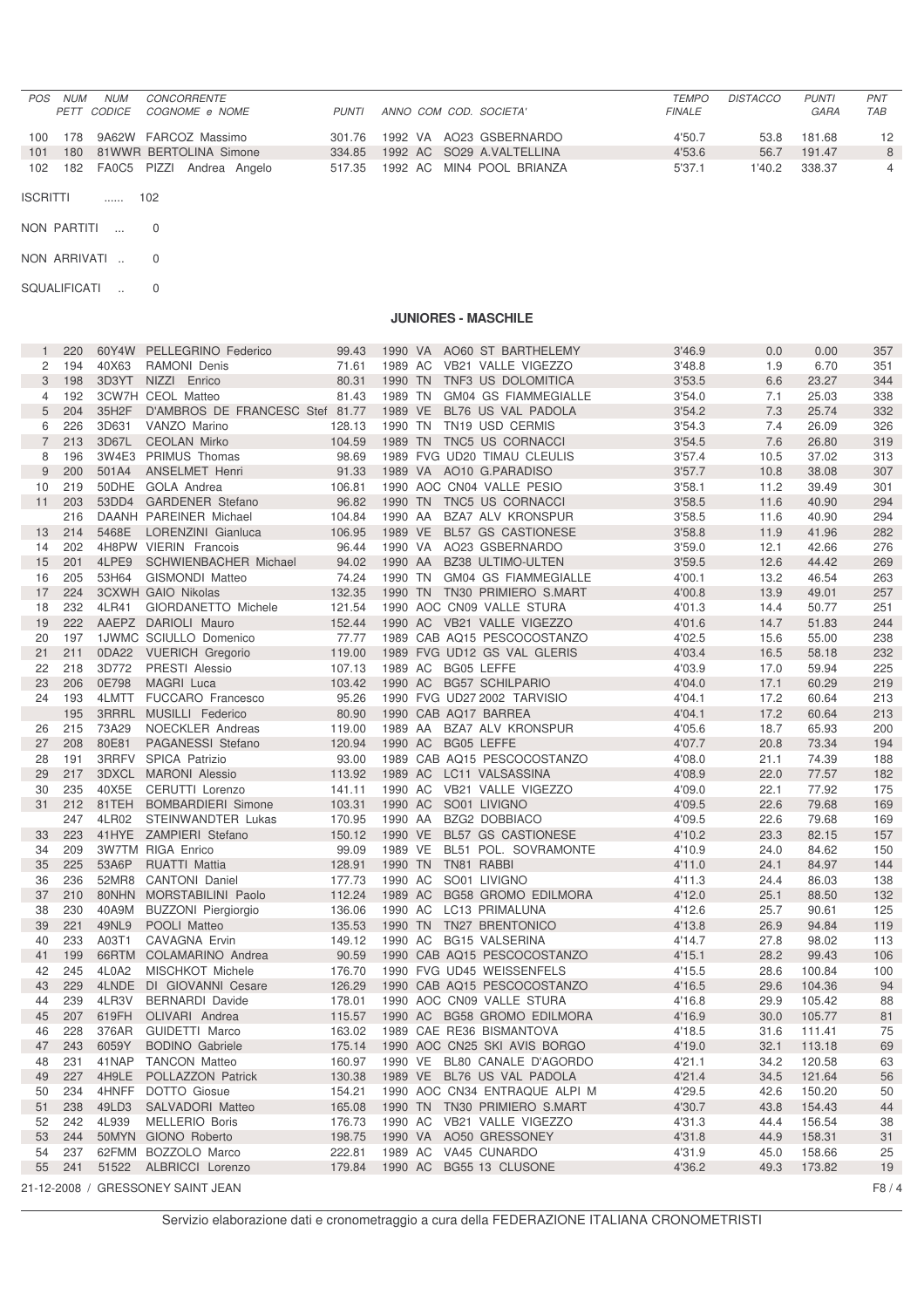| POS | NUM PETT | NUM CODICE | CONCORRENTE COGNOME e NOME | PUNTI | ANNO | COM | COD. SOCIETA' | TEMPO FINALE | DISTACCO | PUNTI GARA | PNT TAB |
|---|---|---|---|---|---|---|---|---|---|---|---|
| 100 | 178 | 9A62W | FARCOZ Massimo | 301.76 | 1992 | VA | AO23 GSBERNARDO | 4'50.7 | 53.8 | 181.68 | 12 |
| 101 | 180 | 81WWR | BERTOLINA Simone | 334.85 | 1992 | AC | SO29 A.VALTELLINA | 4'53.6 | 56.7 | 191.47 | 8 |
| 102 | 182 | FA0C5 | PIZZI Andrea Angelo | 517.35 | 1992 | AC | MIN4 POOL BRIANZA | 5'37.1 | 1'40.2 | 338.37 | 4 |

ISCRITTI ...... 102

NON PARTITI ... 0

NON ARRIVATI .. 0

SQUALIFICATI .. 0

## JUNIORES - MASCHILE

| POS | NUM PETT | NUM CODICE | CONCORRENTE COGNOME e NOME | PUNTI | ANNO | COM | COD. SOCIETA' | TEMPO FINALE | DISTACCO | PUNTI GARA | PNT TAB |
|---|---|---|---|---|---|---|---|---|---|---|---|
| 1 | 220 | 60Y4W | PELLEGRINO Federico | 99.43 | 1990 | VA | AO60 ST BARTHELEMY | 3'46.9 | 0.0 | 0.00 | 357 |
| 2 | 194 | 40X63 | RAMONI Denis | 71.61 | 1989 | AC | VB21 VALLE VIGEZZO | 3'48.8 | 1.9 | 6.70 | 351 |
| 3 | 198 | 3D3YT | NIZZI Enrico | 80.31 | 1990 | TN | TNF3 US DOLOMITICA | 3'53.5 | 6.6 | 23.27 | 344 |
| 4 | 192 | 3CW7H | CEOL Matteo | 81.43 | 1989 | TN | GM04 GS FIAMMEGIALLE | 3'54.0 | 7.1 | 25.03 | 338 |
| 5 | 204 | 35H2F | D'AMBROS DE FRANCESC Stef | 81.77 | 1989 | VE | BL76 US VAL PADOLA | 3'54.2 | 7.3 | 25.74 | 332 |
| 6 | 226 | 3D631 | VANZO Marino | 128.13 | 1990 | TN | TN19 USD CERMIS | 3'54.3 | 7.4 | 26.09 | 326 |
| 7 | 213 | 3D67L | CEOLAN Mirko | 104.59 | 1989 | TN | TNC5 US CORNACCI | 3'54.5 | 7.6 | 26.80 | 319 |
| 8 | 196 | 3W4E3 | PRIMUS Thomas | 98.69 | 1989 | FVG | UD20 TIMAU CLEULIS | 3'57.4 | 10.5 | 37.02 | 313 |
| 9 | 200 | 501A4 | ANSELMET Henri | 91.33 | 1989 | VA | AO10 G.PARADISO | 3'57.7 | 10.8 | 38.08 | 307 |
| 10 | 219 | 50DHE | GOLA Andrea | 106.81 | 1990 | AOC | CN04 VALLE PESIO | 3'58.1 | 11.2 | 39.49 | 301 |
| 11 | 203 | 53DD4 | GARDENER Stefano | 96.82 | 1990 | TN | TNC5 US CORNACCI | 3'58.5 | 11.6 | 40.90 | 294 |
| | 216 | DAANH | PAREINER Michael | 104.84 | 1990 | AA | BZA7 ALV KRONSPUR | 3'58.5 | 11.6 | 40.90 | 294 |
| 13 | 214 | 5468E | LORENZINI Gianluca | 106.95 | 1989 | VE | BL57 GS CASTIONESE | 3'58.8 | 11.9 | 41.96 | 282 |
| 14 | 202 | 4H8PW | VIERIN Francois | 96.44 | 1990 | VA | AO23 GSBERNARDO | 3'59.0 | 12.1 | 42.66 | 276 |
| 15 | 201 | 4LPE9 | SCHWIENBACHER Michael | 94.02 | 1990 | AA | BZ38 ULTIMO-ULTEN | 3'59.5 | 12.6 | 44.42 | 269 |
| 16 | 205 | 53H64 | GISMONDI Matteo | 74.24 | 1990 | TN | GM04 GS FIAMMEGIALLE | 4'00.1 | 13.2 | 46.54 | 263 |
| 17 | 224 | 3CXWH | GAIO Nikolas | 132.35 | 1990 | TN | TN30 PRIMIERO S.MART | 4'00.8 | 13.9 | 49.01 | 257 |
| 18 | 232 | 4LR41 | GIORDANETTO Michele | 121.54 | 1990 | AOC | CN09 VALLE STURA | 4'01.3 | 14.4 | 50.77 | 251 |
| 19 | 222 | AAEPZ | DARIOLI Mauro | 152.44 | 1990 | AC | VB21 VALLE VIGEZZO | 4'01.6 | 14.7 | 51.83 | 244 |
| 20 | 197 | 1JWMC | SCIULLO Domenico | 77.77 | 1989 | CAB | AQ15 PESCOCOSTANZO | 4'02.5 | 15.6 | 55.00 | 238 |
| 21 | 211 | 0DA22 | VUERICH Gregorio | 119.00 | 1989 | FVG | UD12 GS VAL GLERIS | 4'03.4 | 16.5 | 58.18 | 232 |
| 22 | 218 | 3D772 | PRESTI Alessio | 107.13 | 1989 | AC | BG05 LEFFE | 4'03.9 | 17.0 | 59.94 | 225 |
| 23 | 206 | 0E798 | MAGRI Luca | 103.42 | 1990 | AC | BG57 SCHILPARIO | 4'04.0 | 17.1 | 60.29 | 219 |
| 24 | 193 | 4LMTT | FUCCARO Francesco | 95.26 | 1990 | FVG | UD27 2002 TARVISIO | 4'04.1 | 17.2 | 60.64 | 213 |
| | 195 | 3RRRL | MUSILLI Federico | 80.90 | 1990 | CAB | AQ17 BARREA | 4'04.1 | 17.2 | 60.64 | 213 |
| 26 | 215 | 73A29 | NOECKLER Andreas | 119.00 | 1989 | AA | BZA7 ALV KRONSPUR | 4'05.6 | 18.7 | 65.93 | 200 |
| 27 | 208 | 80E81 | PAGANESSI Stefano | 120.94 | 1990 | AC | BG05 LEFFE | 4'07.7 | 20.8 | 73.34 | 194 |
| 28 | 191 | 3RRFV | SPICA Patrizio | 93.00 | 1989 | CAB | AQ15 PESCOCOSTANZO | 4'08.0 | 21.1 | 74.39 | 188 |
| 29 | 217 | 3DXCL | MARONI Alessio | 113.92 | 1989 | AC | LC11 VALSASSINA | 4'08.9 | 22.0 | 77.57 | 182 |
| 30 | 235 | 40X5E | CERUTTI Lorenzo | 141.11 | 1990 | AC | VB21 VALLE VIGEZZO | 4'09.0 | 22.1 | 77.92 | 175 |
| 31 | 212 | 81TEH | BOMBARDIERI Simone | 103.31 | 1990 | AC | SO01 LIVIGNO | 4'09.5 | 22.6 | 79.68 | 169 |
| | 247 | 4LR02 | STEINWANDTER Lukas | 170.95 | 1990 | AA | BZG2 DOBBIACO | 4'09.5 | 22.6 | 79.68 | 169 |
| 33 | 223 | 41HYE | ZAMPIERI Stefano | 150.12 | 1990 | VE | BL57 GS CASTIONESE | 4'10.2 | 23.3 | 82.15 | 157 |
| 34 | 209 | 3W7TM | RIGA Enrico | 99.09 | 1989 | VE | BL51 POL. SOVRAMONTE | 4'10.9 | 24.0 | 84.62 | 150 |
| 35 | 225 | 53A6P | RUATTI Mattia | 128.91 | 1990 | TN | TN81 RABBI | 4'11.0 | 24.1 | 84.97 | 144 |
| 36 | 236 | 52MR8 | CANTONI Daniel | 177.73 | 1990 | AC | SO01 LIVIGNO | 4'11.3 | 24.4 | 86.03 | 138 |
| 37 | 210 | 80NHN | MORSTABILINI Paolo | 112.24 | 1989 | AC | BG58 GROMO EDILMORA | 4'12.0 | 25.1 | 88.50 | 132 |
| 38 | 230 | 40A9M | BUZZONI Piergiorgio | 136.06 | 1990 | AC | LC13 PRIMALUNA | 4'12.6 | 25.7 | 90.61 | 125 |
| 39 | 221 | 49NL9 | POOLI Matteo | 135.53 | 1990 | TN | TN27 BRENTONICO | 4'13.8 | 26.9 | 94.84 | 119 |
| 40 | 233 | A03T1 | CAVAGNA Ervin | 149.12 | 1990 | AC | BG15 VALSERINA | 4'14.7 | 27.8 | 98.02 | 113 |
| 41 | 199 | 66RTM | COLAMARINO Andrea | 90.59 | 1990 | CAB | AQ15 PESCOCOSTANZO | 4'15.1 | 28.2 | 99.43 | 106 |
| 42 | 245 | 4L0A2 | MISCHKOT Michele | 176.70 | 1990 | FVG | UD45 WEISSENFELS | 4'15.5 | 28.6 | 100.84 | 100 |
| 43 | 229 | 4LNDE | DI GIOVANNI Cesare | 126.29 | 1990 | CAB | AQ15 PESCOCOSTANZO | 4'16.5 | 29.6 | 104.36 | 94 |
| 44 | 239 | 4LR3V | BERNARDI Davide | 178.01 | 1990 | AOC | CN09 VALLE STURA | 4'16.8 | 29.9 | 105.42 | 88 |
| 45 | 207 | 619FH | OLIVARI Andrea | 115.57 | 1990 | AC | BG58 GROMO EDILMORA | 4'16.9 | 30.0 | 105.77 | 81 |
| 46 | 228 | 376AR | GUIDETTI Marco | 163.02 | 1989 | CAE | RE36 BISMANTOVA | 4'18.5 | 31.6 | 111.41 | 75 |
| 47 | 243 | 6059Y | BODINO Gabriele | 175.14 | 1990 | AOC | CN25 SKI AVIS BORGO | 4'19.0 | 32.1 | 113.18 | 69 |
| 48 | 231 | 41NAP | TANCON Matteo | 160.97 | 1990 | VE | BL80 CANALE D'AGORDO | 4'21.1 | 34.2 | 120.58 | 63 |
| 49 | 227 | 4H9LE | POLLAZZON Patrick | 130.38 | 1989 | VE | BL76 US VAL PADOLA | 4'21.4 | 34.5 | 121.64 | 56 |
| 50 | 234 | 4HNFF | DOTTO Giosue | 154.21 | 1990 | AOC | CN34 ENTRAQUE ALPI M | 4'29.5 | 42.6 | 150.20 | 50 |
| 51 | 238 | 49LD3 | SALVADORI Matteo | 165.08 | 1990 | TN | TN30 PRIMIERO S.MART | 4'30.7 | 43.8 | 154.43 | 44 |
| 52 | 242 | 4L939 | MELLERIO Boris | 176.73 | 1990 | AC | VB21 VALLE VIGEZZO | 4'31.3 | 44.4 | 156.54 | 38 |
| 53 | 244 | 50MYN | GIONO Roberto | 198.75 | 1990 | VA | AO50 GRESSONEY | 4'31.8 | 44.9 | 158.31 | 31 |
| 54 | 237 | 62FMM | BOZZOLO Marco | 222.81 | 1989 | AC | VA45 CUNARDO | 4'31.9 | 45.0 | 158.66 | 25 |
| 55 | 241 | 51522 | ALBRICCI Lorenzo | 179.84 | 1990 | AC | BG55 13 CLUSONE | 4'36.2 | 49.3 | 173.82 | 19 |

21-12-2008 / GRESSONEY SAINT JEAN

Servizio elaborazione dati e cronometraggio a cura della FEDERAZIONE ITALIANA CRONOMETRISTI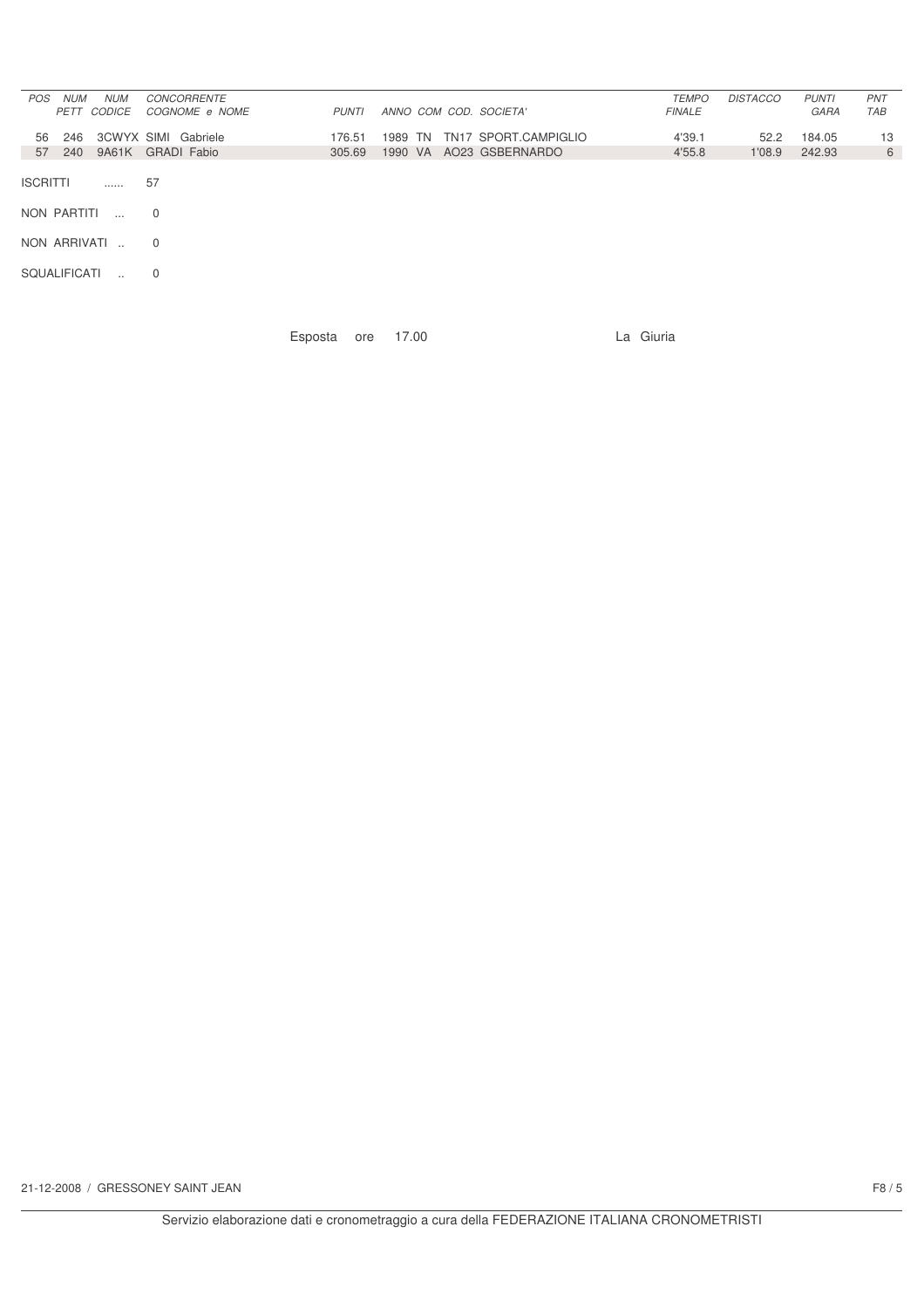| POS | NUM PETT | NUM CODICE | CONCORRENTE COGNOME e NOME | PUNTI | ANNO | COM | COD. | SOCIETA' | TEMPO FINALE | DISTACCO | PUNTI GARA | PNT TAB |
|---|---|---|---|---|---|---|---|---|---|---|---|---|
| 56 | 246 | 3CWYX | SIMI Gabriele | 176.51 | 1989 | TN | TN17 | SPORT.CAMPIGLIO | 4'39.1 | 52.2 | 184.05 | 13 |
| 57 | 240 | 9A61K | GRADI Fabio | 305.69 | 1990 | VA | AO23 | GSBERNARDO | 4'55.8 | 1'08.9 | 242.93 | 6 |

ISCRITTI ...... 57

NON PARTITI ... 0

NON ARRIVATI .. 0

SQUALIFICATI .. 0

Esposta ore 17.00

La Giuria

21-12-2008 / GRESSONEY SAINT JEAN

Servizio elaborazione dati e cronometraggio a cura della FEDERAZIONE ITALIANA CRONOMETRISTI